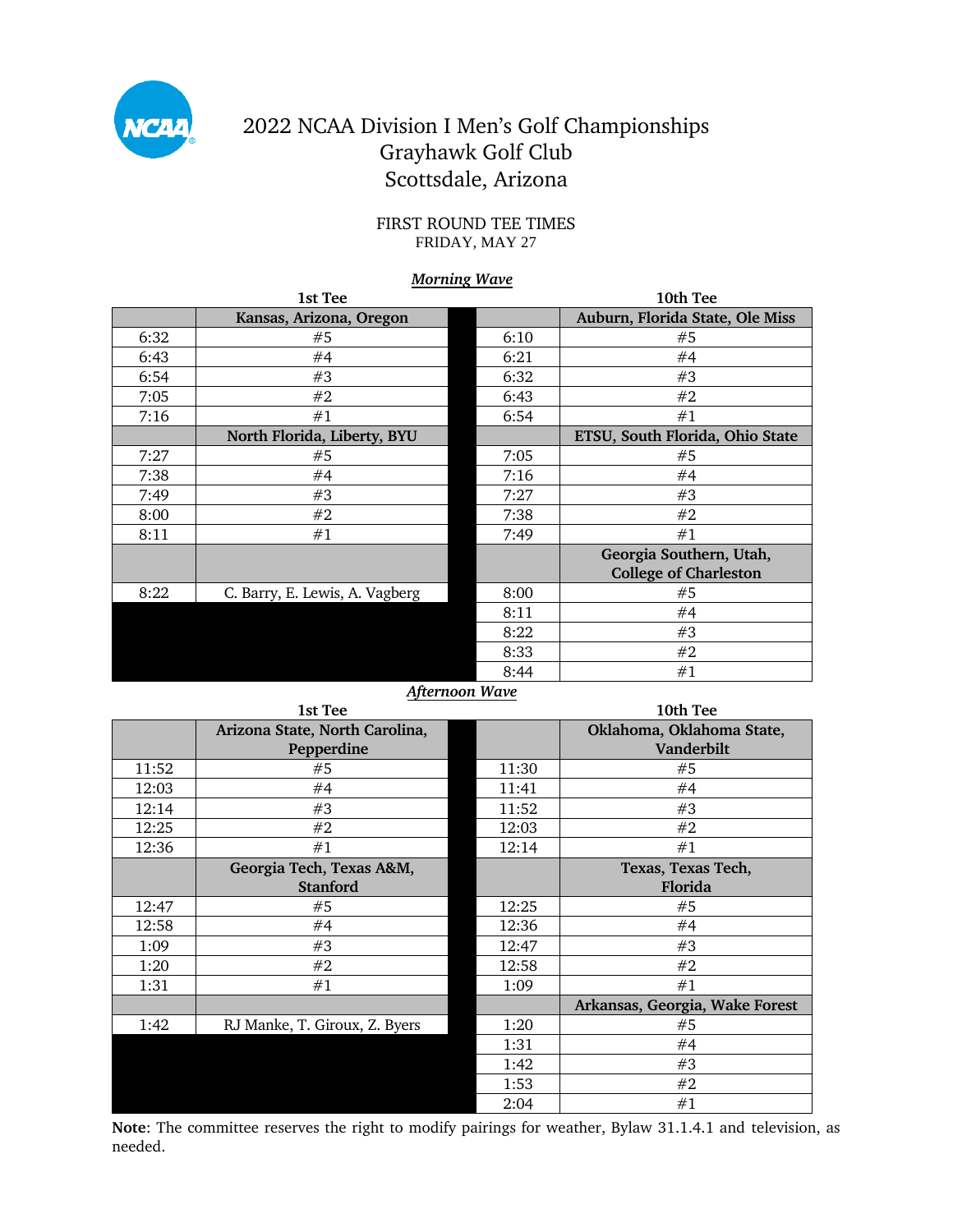# 2022 NCAA Division I Men's Golf Championships
## Grayhawk Golf Club
## Scottsdale, Arizona

FIRST ROUND TEE TIMES
FRIDAY, MAY 27

***Morning Wave***

| 1st Tee | | | 10th Tee | |
|---|---|---|---|---|
| | **Kansas, Arizona, Oregon** | | | **Auburn, Florida State, Ole Miss** |
| 6:32 | #5 | | 6:10 | #5 |
| 6:43 | #4 | | 6:21 | #4 |
| 6:54 | #3 | | 6:32 | #3 |
| 7:05 | #2 | | 6:43 | #2 |
| 7:16 | #1 | | 6:54 | #1 |
| | **North Florida, Liberty, BYU** | | | **ETSU, South Florida, Ohio State** |
| 7:27 | #5 | | 7:05 | #5 |
| 7:38 | #4 | | 7:16 | #4 |
| 7:49 | #3 | | 7:27 | #3 |
| 8:00 | #2 | | 7:38 | #2 |
| 8:11 | #1 | | 7:49 | #1 |
| | | | | **Georgia Southern, Utah, College of Charleston** |
| 8:22 | C. Barry, E. Lewis, A. Vagberg | | 8:00 | #5 |
| | | | 8:11 | #4 |
| | | | 8:22 | #3 |
| | | | 8:33 | #2 |
| | | | 8:44 | #1 |

***Afternoon Wave***

| 1st Tee | | | 10th Tee | |
|---|---|---|---|---|
| | **Arizona State, North Carolina, Pepperdine** | | | **Oklahoma, Oklahoma State, Vanderbilt** |
| 11:52 | #5 | | 11:30 | #5 |
| 12:03 | #4 | | 11:41 | #4 |
| 12:14 | #3 | | 11:52 | #3 |
| 12:25 | #2 | | 12:03 | #2 |
| 12:36 | #1 | | 12:14 | #1 |
| | **Georgia Tech, Texas A&M, Stanford** | | | **Texas, Texas Tech, Florida** |
| 12:47 | #5 | | 12:25 | #5 |
| 12:58 | #4 | | 12:36 | #4 |
| 1:09 | #3 | | 12:47 | #3 |
| 1:20 | #2 | | 12:58 | #2 |
| 1:31 | #1 | | 1:09 | #1 |
| | | | | **Arkansas, Georgia, Wake Forest** |
| 1:42 | RJ Manke, T. Giroux, Z. Byers | | 1:20 | #5 |
| | | | 1:31 | #4 |
| | | | 1:42 | #3 |
| | | | 1:53 | #2 |
| | | | 2:04 | #1 |

**Note**: The committee reserves the right to modify pairings for weather, Bylaw 31.1.4.1 and television, as needed.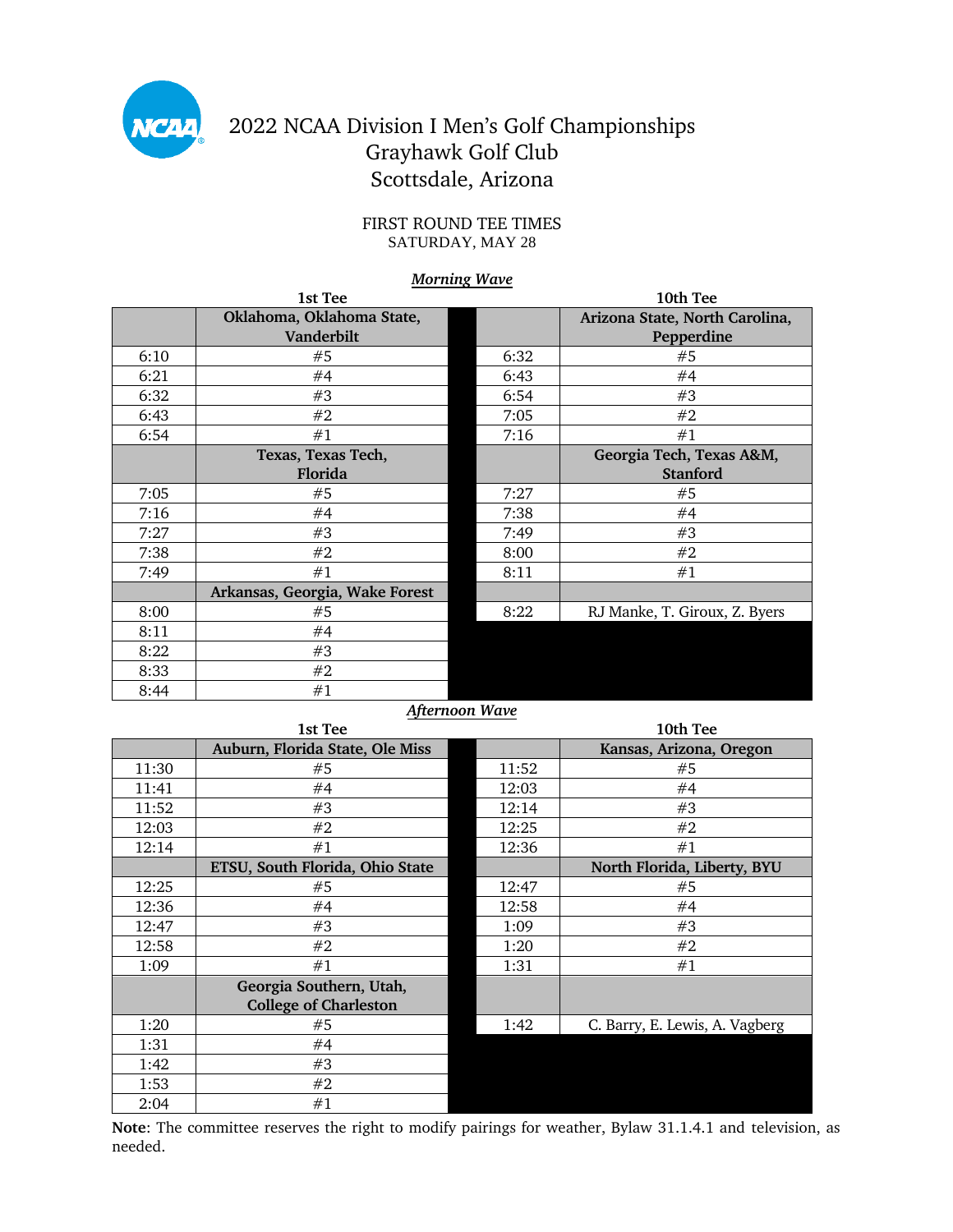# 2022 NCAA Division I Men's Golf Championships
## Grayhawk Golf Club
## Scottsdale, Arizona

FIRST ROUND TEE TIMES
SATURDAY, MAY 28

***Morning Wave***

| 1st Tee | | | 10th Tee | |
|---|---|---|---|---|
| | **Oklahoma, Oklahoma State, Vanderbilt** | | | **Arizona State, North Carolina, Pepperdine** |
| 6:10 | #5 | | 6:32 | #5 |
| 6:21 | #4 | | 6:43 | #4 |
| 6:32 | #3 | | 6:54 | #3 |
| 6:43 | #2 | | 7:05 | #2 |
| 6:54 | #1 | | 7:16 | #1 |
| | **Texas, Texas Tech, Florida** | | | **Georgia Tech, Texas A&M, Stanford** |
| 7:05 | #5 | | 7:27 | #5 |
| 7:16 | #4 | | 7:38 | #4 |
| 7:27 | #3 | | 7:49 | #3 |
| 7:38 | #2 | | 8:00 | #2 |
| 7:49 | #1 | | 8:11 | #1 |
| | **Arkansas, Georgia, Wake Forest** | | | |
| 8:00 | #5 | | 8:22 | RJ Manke, T. Giroux, Z. Byers |
| 8:11 | #4 | | | |
| 8:22 | #3 | | | |
| 8:33 | #2 | | | |
| 8:44 | #1 | | | |

***Afternoon Wave***

| 1st Tee | | | 10th Tee | |
|---|---|---|---|---|
| | **Auburn, Florida State, Ole Miss** | | | **Kansas, Arizona, Oregon** |
| 11:30 | #5 | | 11:52 | #5 |
| 11:41 | #4 | | 12:03 | #4 |
| 11:52 | #3 | | 12:14 | #3 |
| 12:03 | #2 | | 12:25 | #2 |
| 12:14 | #1 | | 12:36 | #1 |
| | **ETSU, South Florida, Ohio State** | | | **North Florida, Liberty, BYU** |
| 12:25 | #5 | | 12:47 | #5 |
| 12:36 | #4 | | 12:58 | #4 |
| 12:47 | #3 | | 1:09 | #3 |
| 12:58 | #2 | | 1:20 | #2 |
| 1:09 | #1 | | 1:31 | #1 |
| | **Georgia Southern, Utah, College of Charleston** | | | |
| 1:20 | #5 | | 1:42 | C. Barry, E. Lewis, A. Vagberg |
| 1:31 | #4 | | | |
| 1:42 | #3 | | | |
| 1:53 | #2 | | | |
| 2:04 | #1 | | | |

**Note**: The committee reserves the right to modify pairings for weather, Bylaw 31.1.4.1 and television, as needed.